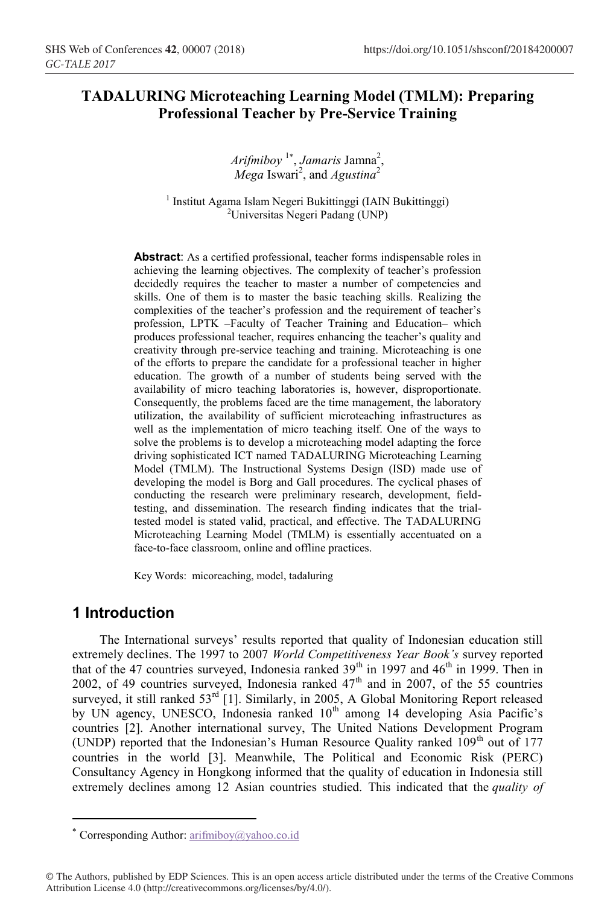# TADALURING Microteaching Learning Model (TMLM): Preparing Professional Teacher by Pre-Service Training

*Arifmiboy* [1*], *Jamaris* Jamna[2], *Mega* Iswari[2], and *Agustina*[2]

[1] Institut Agama Islam Negeri Bukittinggi (IAIN Bukittinggi)
[2] Universitas Negeri Padang (UNP)

**Abstract**: As a certified professional, teacher forms indispensable roles in achieving the learning objectives. The complexity of teacher's profession decidedly requires the teacher to master a number of competencies and skills. One of them is to master the basic teaching skills. Realizing the complexities of the teacher's profession and the requirement of teacher's profession, LPTK –Faculty of Teacher Training and Education– which produces professional teacher, requires enhancing the teacher's quality and creativity through pre-service teaching and training. Microteaching is one of the efforts to prepare the candidate for a professional teacher in higher education. The growth of a number of students being served with the availability of micro teaching laboratories is, however, disproportionate. Consequently, the problems faced are the time management, the laboratory utilization, the availability of sufficient microteaching infrastructures as well as the implementation of micro teaching itself. One of the ways to solve the problems is to develop a microteaching model adapting the force driving sophisticated ICT named TADALURING Microteaching Learning Model (TMLM). The Instructional Systems Design (ISD) made use of developing the model is Borg and Gall procedures. The cyclical phases of conducting the research were preliminary research, development, field-testing, and dissemination. The research finding indicates that the trial-tested model is stated valid, practical, and effective. The TADALURING Microteaching Learning Model (TMLM) is essentially accentuated on a face-to-face classroom, online and offline practices.

Key Words: micoreaching, model, tadaluring

## 1 Introduction

The International surveys' results reported that quality of Indonesian education still extremely declines. The 1997 to 2007 *World Competitiveness Year Book's* survey reported that of the 47 countries surveyed, Indonesia ranked 39th in 1997 and 46th in 1999. Then in 2002, of 49 countries surveyed, Indonesia ranked 47th and in 2007, of the 55 countries surveyed, it still ranked 53rd [1]. Similarly, in 2005, A Global Monitoring Report released by UN agency, UNESCO, Indonesia ranked 10th among 14 developing Asia Pacific's countries [2]. Another international survey, The United Nations Development Program (UNDP) reported that the Indonesian's Human Resource Quality ranked 109th out of 177 countries in the world [3]. Meanwhile, The Political and Economic Risk (PERC) Consultancy Agency in Hongkong informed that the quality of education in Indonesia still extremely declines among 12 Asian countries studied. This indicated that the *quality of*

* Corresponding Author: arifmiboy@yahoo.co.id

© The Authors, published by EDP Sciences. This is an open access article distributed under the terms of the Creative Commons Attribution License 4.0 (http://creativecommons.org/licenses/by/4.0/).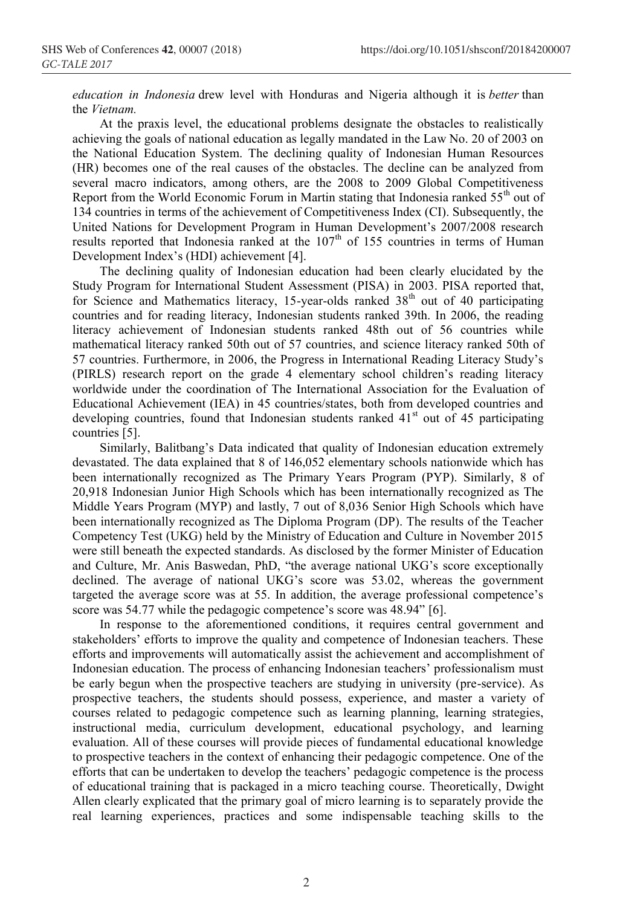*education in Indonesia* drew level with Honduras and Nigeria although it is *better* than the *Vietnam.*

At the praxis level, the educational problems designate the obstacles to realistically achieving the goals of national education as legally mandated in the Law No. 20 of 2003 on the National Education System. The declining quality of Indonesian Human Resources (HR) becomes one of the real causes of the obstacles. The decline can be analyzed from several macro indicators, among others, are the 2008 to 2009 Global Competitiveness Report from the World Economic Forum in Martin stating that Indonesia ranked 55th out of 134 countries in terms of the achievement of Competitiveness Index (CI). Subsequently, the United Nations for Development Program in Human Development's 2007/2008 research results reported that Indonesia ranked at the 107th of 155 countries in terms of Human Development Index's (HDI) achievement [4].

The declining quality of Indonesian education had been clearly elucidated by the Study Program for International Student Assessment (PISA) in 2003. PISA reported that, for Science and Mathematics literacy, 15-year-olds ranked 38th out of 40 participating countries and for reading literacy, Indonesian students ranked 39th. In 2006, the reading literacy achievement of Indonesian students ranked 48th out of 56 countries while mathematical literacy ranked 50th out of 57 countries, and science literacy ranked 50th of 57 countries. Furthermore, in 2006, the Progress in International Reading Literacy Study's (PIRLS) research report on the grade 4 elementary school children's reading literacy worldwide under the coordination of The International Association for the Evaluation of Educational Achievement (IEA) in 45 countries/states, both from developed countries and developing countries, found that Indonesian students ranked 41st out of 45 participating countries [5].

Similarly, Balitbang's Data indicated that quality of Indonesian education extremely devastated. The data explained that 8 of 146,052 elementary schools nationwide which has been internationally recognized as The Primary Years Program (PYP). Similarly, 8 of 20,918 Indonesian Junior High Schools which has been internationally recognized as The Middle Years Program (MYP) and lastly, 7 out of 8,036 Senior High Schools which have been internationally recognized as The Diploma Program (DP). The results of the Teacher Competency Test (UKG) held by the Ministry of Education and Culture in November 2015 were still beneath the expected standards. As disclosed by the former Minister of Education and Culture, Mr. Anis Baswedan, PhD, "the average national UKG's score exceptionally declined. The average of national UKG's score was 53.02, whereas the government targeted the average score was at 55. In addition, the average professional competence's score was 54.77 while the pedagogic competence's score was 48.94" [6].

In response to the aforementioned conditions, it requires central government and stakeholders' efforts to improve the quality and competence of Indonesian teachers. These efforts and improvements will automatically assist the achievement and accomplishment of Indonesian education. The process of enhancing Indonesian teachers' professionalism must be early begun when the prospective teachers are studying in university (pre-service). As prospective teachers, the students should possess, experience, and master a variety of courses related to pedagogic competence such as learning planning, learning strategies, instructional media, curriculum development, educational psychology, and learning evaluation. All of these courses will provide pieces of fundamental educational knowledge to prospective teachers in the context of enhancing their pedagogic competence. One of the efforts that can be undertaken to develop the teachers' pedagogic competence is the process of educational training that is packaged in a micro teaching course. Theoretically, Dwight Allen clearly explicated that the primary goal of micro learning is to separately provide the real learning experiences, practices and some indispensable teaching skills to the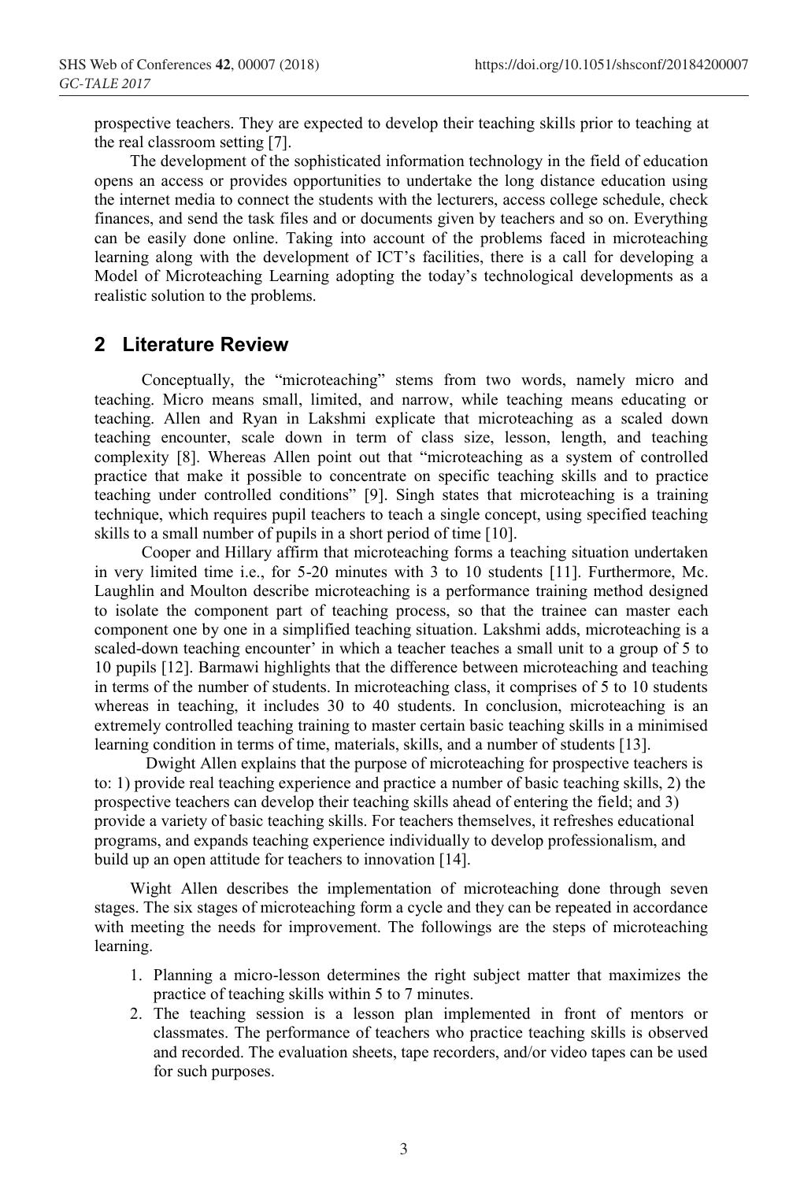prospective teachers. They are expected to develop their teaching skills prior to teaching at the real classroom setting [7].

The development of the sophisticated information technology in the field of education opens an access or provides opportunities to undertake the long distance education using the internet media to connect the students with the lecturers, access college schedule, check finances, and send the task files and or documents given by teachers and so on. Everything can be easily done online. Taking into account of the problems faced in microteaching learning along with the development of ICT's facilities, there is a call for developing a Model of Microteaching Learning adopting the today's technological developments as a realistic solution to the problems.

## 2 Literature Review

Conceptually, the "microteaching" stems from two words, namely micro and teaching. Micro means small, limited, and narrow, while teaching means educating or teaching. Allen and Ryan in Lakshmi explicate that microteaching as a scaled down teaching encounter, scale down in term of class size, lesson, length, and teaching complexity [8]. Whereas Allen point out that "microteaching as a system of controlled practice that make it possible to concentrate on specific teaching skills and to practice teaching under controlled conditions" [9]. Singh states that microteaching is a training technique, which requires pupil teachers to teach a single concept, using specified teaching skills to a small number of pupils in a short period of time [10].

Cooper and Hillary affirm that microteaching forms a teaching situation undertaken in very limited time i.e., for 5-20 minutes with 3 to 10 students [11]. Furthermore, Mc. Laughlin and Moulton describe microteaching is a performance training method designed to isolate the component part of teaching process, so that the trainee can master each component one by one in a simplified teaching situation. Lakshmi adds, microteaching is a scaled-down teaching encounter' in which a teacher teaches a small unit to a group of 5 to 10 pupils [12]. Barmawi highlights that the difference between microteaching and teaching in terms of the number of students. In microteaching class, it comprises of 5 to 10 students whereas in teaching, it includes 30 to 40 students. In conclusion, microteaching is an extremely controlled teaching training to master certain basic teaching skills in a minimised learning condition in terms of time, materials, skills, and a number of students [13].

Dwight Allen explains that the purpose of microteaching for prospective teachers is to: 1) provide real teaching experience and practice a number of basic teaching skills, 2) the prospective teachers can develop their teaching skills ahead of entering the field; and 3) provide a variety of basic teaching skills. For teachers themselves, it refreshes educational programs, and expands teaching experience individually to develop professionalism, and build up an open attitude for teachers to innovation [14].

Wight Allen describes the implementation of microteaching done through seven stages. The six stages of microteaching form a cycle and they can be repeated in accordance with meeting the needs for improvement. The followings are the steps of microteaching learning.

1. Planning a micro-lesson determines the right subject matter that maximizes the practice of teaching skills within 5 to 7 minutes.
2. The teaching session is a lesson plan implemented in front of mentors or classmates. The performance of teachers who practice teaching skills is observed and recorded. The evaluation sheets, tape recorders, and/or video tapes can be used for such purposes.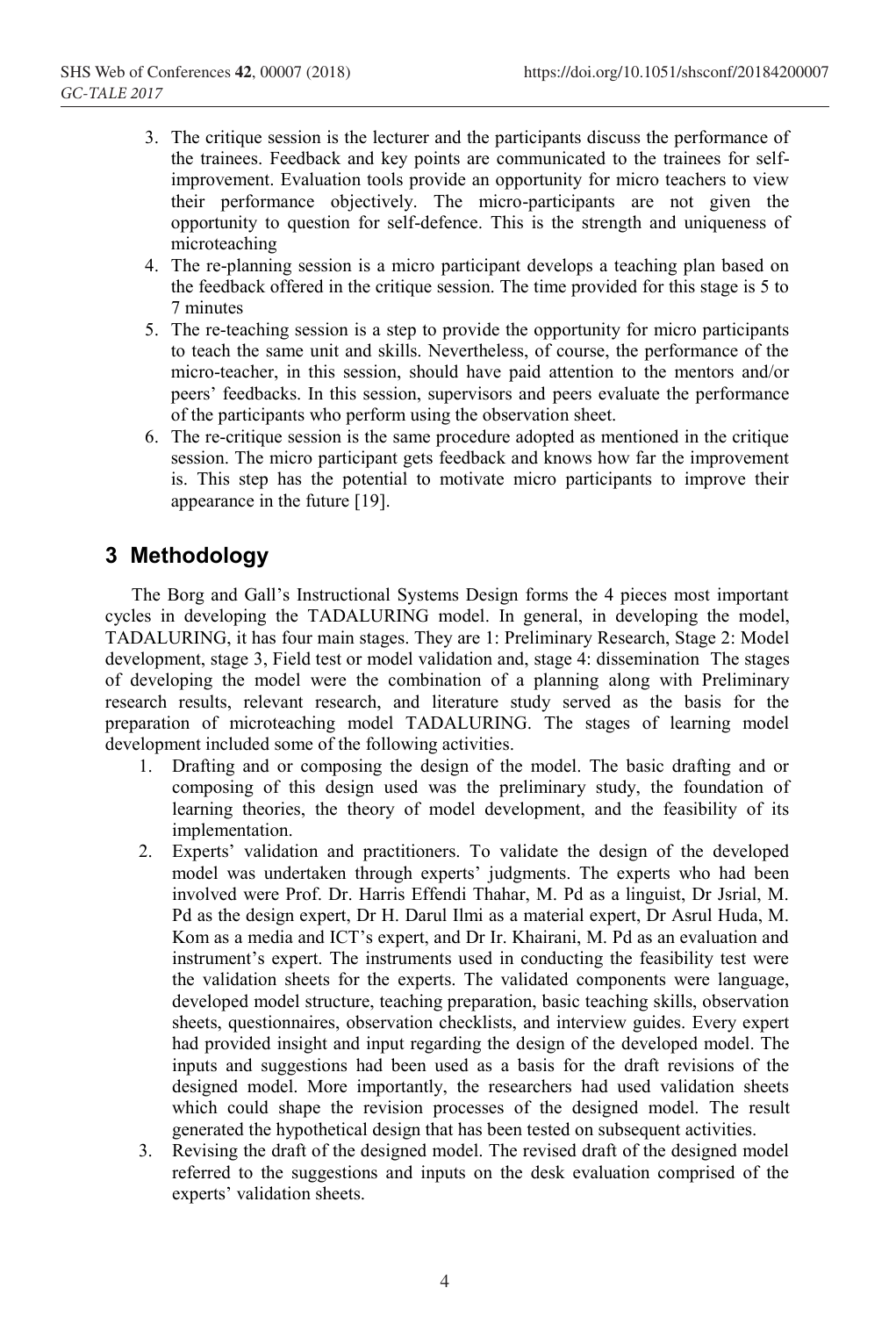3. The critique session is the lecturer and the participants discuss the performance of the trainees. Feedback and key points are communicated to the trainees for self-improvement. Evaluation tools provide an opportunity for micro teachers to view their performance objectively. The micro-participants are not given the opportunity to question for self-defence. This is the strength and uniqueness of microteaching
4. The re-planning session is a micro participant develops a teaching plan based on the feedback offered in the critique session. The time provided for this stage is 5 to 7 minutes
5. The re-teaching session is a step to provide the opportunity for micro participants to teach the same unit and skills. Nevertheless, of course, the performance of the micro-teacher, in this session, should have paid attention to the mentors and/or peers' feedbacks. In this session, supervisors and peers evaluate the performance of the participants who perform using the observation sheet.
6. The re-critique session is the same procedure adopted as mentioned in the critique session. The micro participant gets feedback and knows how far the improvement is. This step has the potential to motivate micro participants to improve their appearance in the future [19].

## 3 Methodology

The Borg and Gall's Instructional Systems Design forms the 4 pieces most important cycles in developing the TADALURING model. In general, in developing the model, TADALURING, it has four main stages. They are 1: Preliminary Research, Stage 2: Model development, stage 3, Field test or model validation and, stage 4: dissemination The stages of developing the model were the combination of a planning along with Preliminary research results, relevant research, and literature study served as the basis for the preparation of microteaching model TADALURING. The stages of learning model development included some of the following activities.

1. Drafting and or composing the design of the model. The basic drafting and or composing of this design used was the preliminary study, the foundation of learning theories, the theory of model development, and the feasibility of its implementation.
2. Experts' validation and practitioners. To validate the design of the developed model was undertaken through experts' judgments. The experts who had been involved were Prof. Dr. Harris Effendi Thahar, M. Pd as a linguist, Dr Jsrial, M. Pd as the design expert, Dr H. Darul Ilmi as a material expert, Dr Asrul Huda, M. Kom as a media and ICT's expert, and Dr Ir. Khairani, M. Pd as an evaluation and instrument's expert. The instruments used in conducting the feasibility test were the validation sheets for the experts. The validated components were language, developed model structure, teaching preparation, basic teaching skills, observation sheets, questionnaires, observation checklists, and interview guides. Every expert had provided insight and input regarding the design of the developed model. The inputs and suggestions had been used as a basis for the draft revisions of the designed model. More importantly, the researchers had used validation sheets which could shape the revision processes of the designed model. The result generated the hypothetical design that has been tested on subsequent activities.
3. Revising the draft of the designed model. The revised draft of the designed model referred to the suggestions and inputs on the desk evaluation comprised of the experts' validation sheets.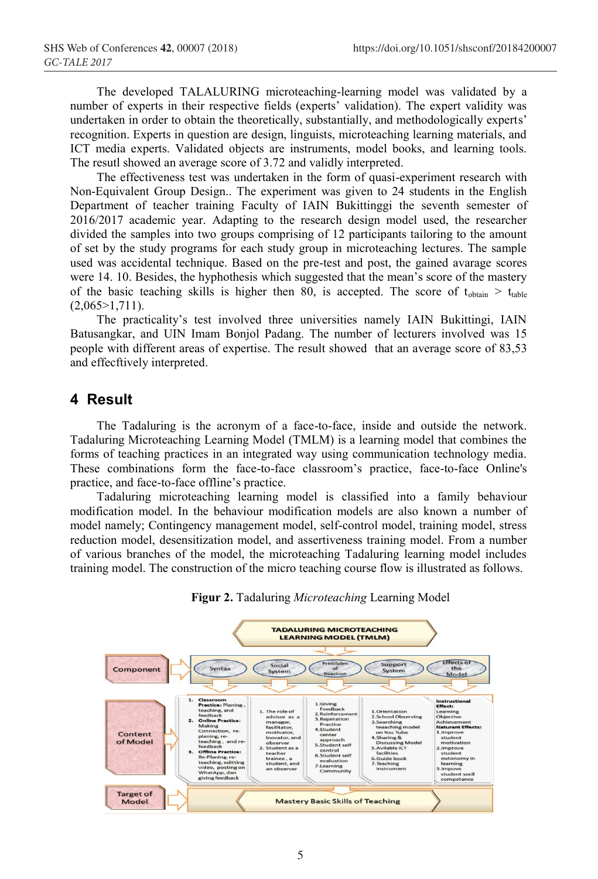The developed TALALURING microteaching-learning model was validated by a number of experts in their respective fields (experts' validation). The expert validity was undertaken in order to obtain the theoretically, substantially, and methodologically experts' recognition. Experts in question are design, linguists, microteaching learning materials, and ICT media experts. Validated objects are instruments, model books, and learning tools. The resutl showed an average score of 3.72 and validly interpreted.

The effectiveness test was undertaken in the form of quasi-experiment research with Non-Equivalent Group Design.. The experiment was given to 24 students in the English Department of teacher training Faculty of IAIN Bukittinggi the seventh semester of 2016/2017 academic year. Adapting to the research design model used, the researcher divided the samples into two groups comprising of 12 participants tailoring to the amount of set by the study programs for each study group in microteaching lectures. The sample used was accidental technique. Based on the pre-test and post, the gained avarage scores were 14. 10. Besides, the hyphothesis which suggested that the mean's score of the mastery of the basic teaching skills is higher then 80, is accepted. The score of $t_{obtain} > t_{table}$ (2,065>1,711).

The practicality's test involved three universities namely IAIN Bukittingi, IAIN Batusangkar, and UIN Imam Bonjol Padang. The number of lecturers involved was 15 people with different areas of expertise. The result showed that an average score of 83,53 and effecftively interpreted.

## 4 Result

The Tadaluring is the acronym of a face-to-face, inside and outside the network. Tadaluring Microteaching Learning Model (TMLM) is a learning model that combines the forms of teaching practices in an integrated way using communication technology media. These combinations form the face-to-face classroom's practice, face-to-face Online's practice, and face-to-face offline's practice.

Tadaluring microteaching learning model is classified into a family behaviour modification model. In the behaviour modification models are also known a number of model namely; Contingency management model, self-control model, training model, stress reduction model, desensitization model, and assertiveness training model. From a number of various branches of the model, the microteaching Tadaluring learning model includes training model. The construction of the micro teaching course flow is illustrated as follows.

**Figur 2.** Tadaluring *Microteaching* Learning Model

TADALURING MICROTEACHING LEARNING MODEL (TMLM)

| Component | Syntax | Social System | Principles of Reaction | Support System | Effects of the Model |
| --- | --- | --- | --- | --- | --- |
| Content of Model | 1. **Classroom Practice:** Planing, teaching, and feedback 2. **Online Practice:** Making Connection, re-planing, re-teaching, and re-feedback 3. **Offline Practice:** Re-Planing, re-teaching, editting video, posting on WhatApp, dan giving feedback | 1. The role of advisor as a manager, facilitator, motivator, inovator, and observer 2. Student as a teacher trainee, a student, and an observer | 1.Giving Feedback 2.Reinforcement 3.Repetation Practice 4.Student center approach 5.Student self control 6.Student self evaluation 7.Learning Community | 1.Orientation 2.School Observing 3.Searching teaaching model on You Tube 4.Sharing & Discussing Model 5.Avilable ICT facilities 6.Guide book 7.Teaching Instrument | **Instructional Effect:** Learning Objective Achievement **Naturant Effects:** 1.Improve student motivation 2.Improve student outonomy in learning 3.Impove student socil competance |
| Target of Model | Mastery Basic Skills of Teaching | | | | |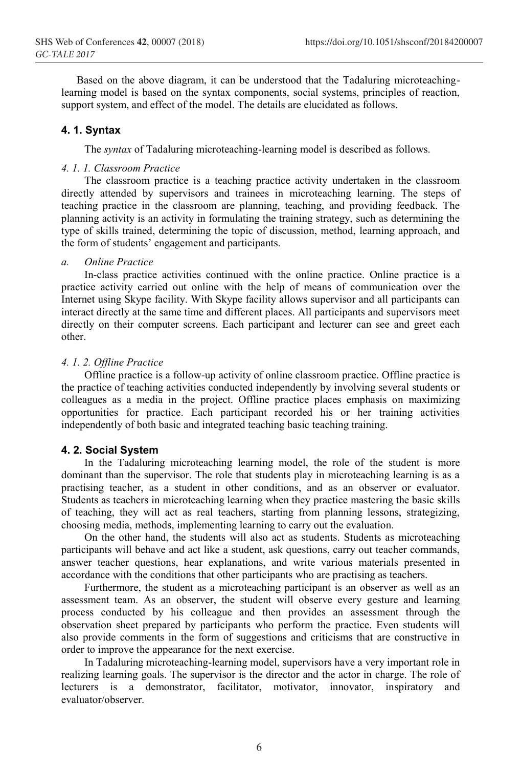Based on the above diagram, it can be understood that the Tadaluring microteaching-learning model is based on the syntax components, social systems, principles of reaction, support system, and effect of the model. The details are elucidated as follows.

### 4. 1. Syntax

The *syntax* of Tadaluring microteaching-learning model is described as follows.

#### *4. 1. 1. Classroom Practice*

The classroom practice is a teaching practice activity undertaken in the classroom directly attended by supervisors and trainees in microteaching learning. The steps of teaching practice in the classroom are planning, teaching, and providing feedback. The planning activity is an activity in formulating the training strategy, such as determining the type of skills trained, determining the topic of discussion, method, learning approach, and the form of students' engagement and participants.

*a. Online Practice*

In-class practice activities continued with the online practice. Online practice is a practice activity carried out online with the help of means of communication over the Internet using Skype facility. With Skype facility allows supervisor and all participants can interact directly at the same time and different places. All participants and supervisors meet directly on their computer screens. Each participant and lecturer can see and greet each other.

#### *4. 1. 2. Offline Practice*

Offline practice is a follow-up activity of online classroom practice. Offline practice is the practice of teaching activities conducted independently by involving several students or colleagues as a media in the project. Offline practice places emphasis on maximizing opportunities for practice. Each participant recorded his or her training activities independently of both basic and integrated teaching basic teaching training.

### 4. 2. Social System

In the Tadaluring microteaching learning model, the role of the student is more dominant than the supervisor. The role that students play in microteaching learning is as a practising teacher, as a student in other conditions, and as an observer or evaluator. Students as teachers in microteaching learning when they practice mastering the basic skills of teaching, they will act as real teachers, starting from planning lessons, strategizing, choosing media, methods, implementing learning to carry out the evaluation.

On the other hand, the students will also act as students. Students as microteaching participants will behave and act like a student, ask questions, carry out teacher commands, answer teacher questions, hear explanations, and write various materials presented in accordance with the conditions that other participants who are practising as teachers.

Furthermore, the student as a microteaching participant is an observer as well as an assessment team. As an observer, the student will observe every gesture and learning process conducted by his colleague and then provides an assessment through the observation sheet prepared by participants who perform the practice. Even students will also provide comments in the form of suggestions and criticisms that are constructive in order to improve the appearance for the next exercise.

In Tadaluring microteaching-learning model, supervisors have a very important role in realizing learning goals. The supervisor is the director and the actor in charge. The role of lecturers is a demonstrator, facilitator, motivator, innovator, inspiratory and evaluator/observer.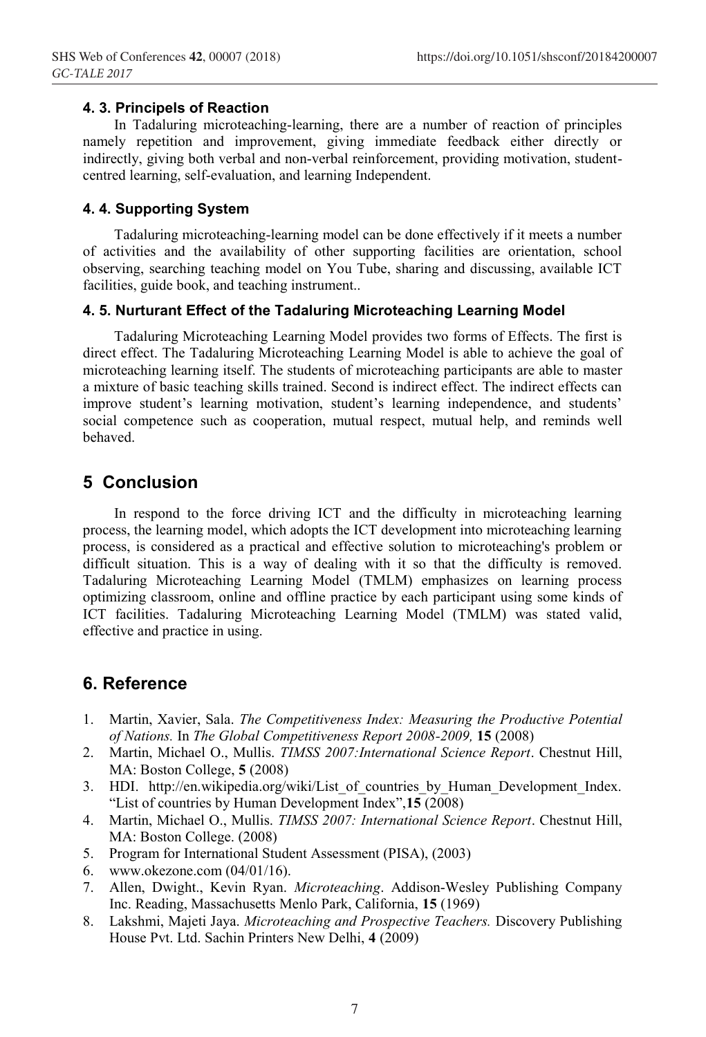### 4. 3. Principels of Reaction

In Tadaluring microteaching-learning, there are a number of reaction of principles namely repetition and improvement, giving immediate feedback either directly or indirectly, giving both verbal and non-verbal reinforcement, providing motivation, student-centred learning, self-evaluation, and learning Independent.

### 4. 4. Supporting System

Tadaluring microteaching-learning model can be done effectively if it meets a number of activities and the availability of other supporting facilities are orientation, school observing, searching teaching model on You Tube, sharing and discussing, available ICT facilities, guide book, and teaching instrument..

### 4. 5. Nurturant Effect of the Tadaluring Microteaching Learning Model

Tadaluring Microteaching Learning Model provides two forms of Effects. The first is direct effect. The Tadaluring Microteaching Learning Model is able to achieve the goal of microteaching learning itself. The students of microteaching participants are able to master a mixture of basic teaching skills trained. Second is indirect effect. The indirect effects can improve student's learning motivation, student's learning independence, and students' social competence such as cooperation, mutual respect, mutual help, and reminds well behaved.

## 5 Conclusion

In respond to the force driving ICT and the difficulty in microteaching learning process, the learning model, which adopts the ICT development into microteaching learning process, is considered as a practical and effective solution to microteaching's problem or difficult situation. This is a way of dealing with it so that the difficulty is removed. Tadaluring Microteaching Learning Model (TMLM) emphasizes on learning process optimizing classroom, online and offline practice by each participant using some kinds of ICT facilities. Tadaluring Microteaching Learning Model (TMLM) was stated valid, effective and practice in using.

## 6. Reference

1. Martin, Xavier, Sala. *The Competitiveness Index: Measuring the Productive Potential of Nations.* In *The Global Competitiveness Report 2008-2009,* **15** (2008)
2. Martin, Michael O., Mullis. *TIMSS 2007:International Science Report*. Chestnut Hill, MA: Boston College, **5** (2008)
3. HDI. http://en.wikipedia.org/wiki/List_of_countries_by_Human_Development_Index. "List of countries by Human Development Index",**15** (2008)
4. Martin, Michael O., Mullis. *TIMSS 2007: International Science Report*. Chestnut Hill, MA: Boston College. (2008)
5. Program for International Student Assessment (PISA), (2003)
6. www.okezone.com (04/01/16).
7. Allen, Dwight., Kevin Ryan. *Microteaching*. Addison-Wesley Publishing Company Inc. Reading, Massachusetts Menlo Park, California, **15** (1969)
8. Lakshmi, Majeti Jaya. *Microteaching and Prospective Teachers.* Discovery Publishing House Pvt. Ltd. Sachin Printers New Delhi, **4** (2009)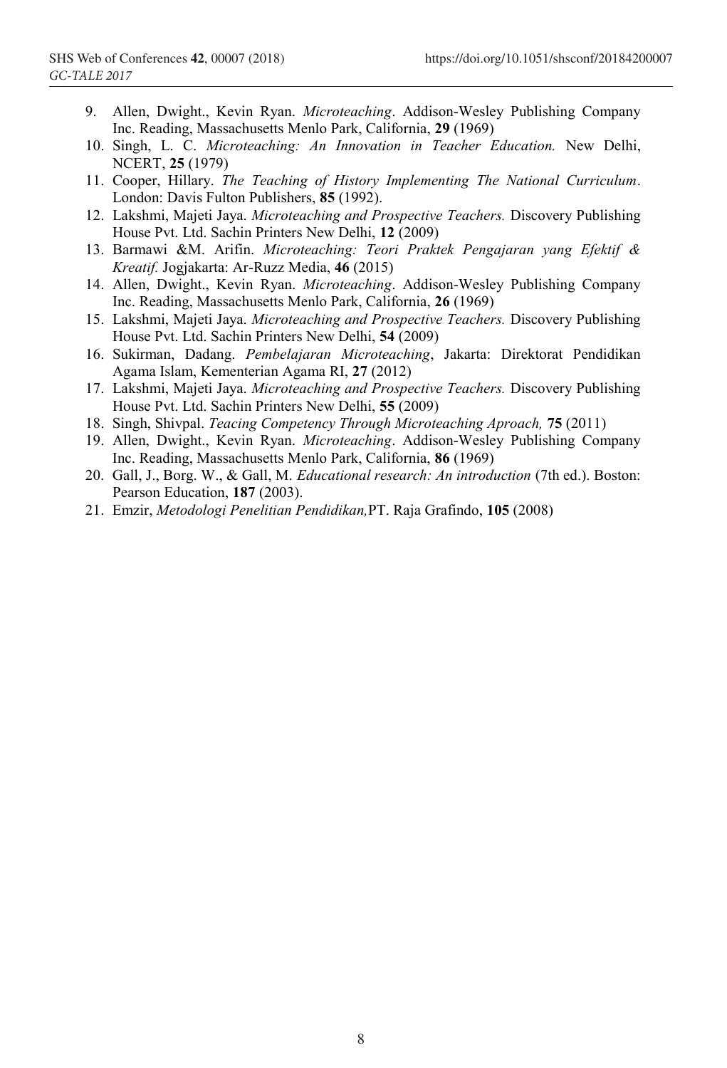9. Allen, Dwight., Kevin Ryan. *Microteaching*. Addison-Wesley Publishing Company Inc. Reading, Massachusetts Menlo Park, California, **29** (1969)
10. Singh, L. C. *Microteaching: An Innovation in Teacher Education.* New Delhi, NCERT, **25** (1979)
11. Cooper, Hillary. *The Teaching of History Implementing The National Curriculum*. London: Davis Fulton Publishers, **85** (1992).
12. Lakshmi, Majeti Jaya. *Microteaching and Prospective Teachers.* Discovery Publishing House Pvt. Ltd. Sachin Printers New Delhi, **12** (2009)
13. Barmawi &M. Arifin. *Microteaching: Teori Praktek Pengajaran yang Efektif & Kreatif.* Jogjakarta: Ar-Ruzz Media, **46** (2015)
14. Allen, Dwight., Kevin Ryan. *Microteaching*. Addison-Wesley Publishing Company Inc. Reading, Massachusetts Menlo Park, California, **26** (1969)
15. Lakshmi, Majeti Jaya. *Microteaching and Prospective Teachers.* Discovery Publishing House Pvt. Ltd. Sachin Printers New Delhi, **54** (2009)
16. Sukirman, Dadang. *Pembelajaran Microteaching*, Jakarta: Direktorat Pendidikan Agama Islam, Kementerian Agama RI, **27** (2012)
17. Lakshmi, Majeti Jaya. *Microteaching and Prospective Teachers.* Discovery Publishing House Pvt. Ltd. Sachin Printers New Delhi, **55** (2009)
18. Singh, Shivpal. *Teacing Competency Through Microteaching Aproach,* **75** (2011)
19. Allen, Dwight., Kevin Ryan. *Microteaching*. Addison-Wesley Publishing Company Inc. Reading, Massachusetts Menlo Park, California, **86** (1969)
20. Gall, J., Borg. W., & Gall, M. *Educational research: An introduction* (7th ed.). Boston: Pearson Education, **187** (2003).
21. Emzir, *Metodologi Penelitian Pendidikan,*PT. Raja Grafindo, **105** (2008)